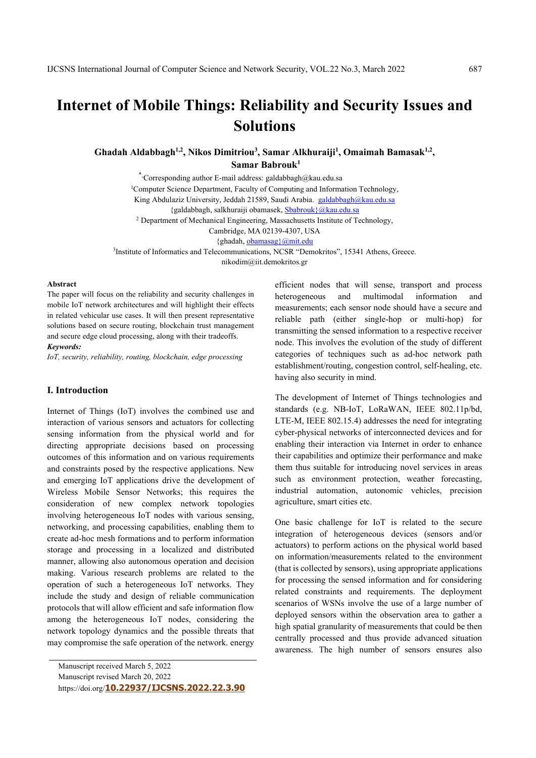# Internet of Mobile Things: Reliability and Security Issues and Solutions

**Ghadah Aldabbagh[1,2], Nikos Dimitriou[3], Samar Alkhuraiji[1], Omaimah Bamasak[1,2], Samar Babrouk[1]**

[*] Corresponding author E-mail address: galdabbagh@kau.edu.sa

[1]Computer Science Department, Faculty of Computing and Information Technology, King Abdulaziz University, Jeddah 21589, Saudi Arabia. galdabbagh@kau.edu.sa
{galdabbagh, salkhuraiji obamasek, Sbabrouk}@kau.edu.sa

[2] Department of Mechanical Engineering, Massachusetts Institute of Technology, Cambridge, MA 02139-4307, USA
{ghadah, obamasag}@mit.edu

[3]Institute of Informatics and Telecommunications, NCSR "Demokritos", 15341 Athens, Greece.
nikodim@iit.demokritos.gr

### Abstract

The paper will focus on the reliability and security challenges in mobile IoT network architectures and will highlight their effects in related vehicular use cases. It will then present representative solutions based on secure routing, blockchain trust management and secure edge cloud processing, along with their tradeoffs.

***Keywords:***
*IoT, security, reliability, routing, blockchain, edge processing*

## I. Introduction

Internet of Things (IoT) involves the combined use and interaction of various sensors and actuators for collecting sensing information from the physical world and for directing appropriate decisions based on processing outcomes of this information and on various requirements and constraints posed by the respective applications. New and emerging IoT applications drive the development of Wireless Mobile Sensor Networks; this requires the consideration of new complex network topologies involving heterogeneous IoT nodes with various sensing, networking, and processing capabilities, enabling them to create ad-hoc mesh formations and to perform information storage and processing in a localized and distributed manner, allowing also autonomous operation and decision making. Various research problems are related to the operation of such a heterogeneous IoT networks. They include the study and design of reliable communication protocols that will allow efficient and safe information flow among the heterogeneous IoT nodes, considering the network topology dynamics and the possible threats that may compromise the safe operation of the network. energy efficient nodes that will sense, transport and process heterogeneous and multimodal information and measurements; each sensor node should have a secure and reliable path (either single-hop or multi-hop) for transmitting the sensed information to a respective receiver node. This involves the evolution of the study of different categories of techniques such as ad-hoc network path establishment/routing, congestion control, self-healing, etc. having also security in mind.

The development of Internet of Things technologies and standards (e.g. NB-IoT, LoRaWAN, IEEE 802.11p/bd, LTE-M, IEEE 802.15.4) addresses the need for integrating cyber-physical networks of interconnected devices and for enabling their interaction via Internet in order to enhance their capabilities and optimize their performance and make them thus suitable for introducing novel services in areas such as environment protection, weather forecasting, industrial automation, autonomic vehicles, precision agriculture, smart cities etc.

One basic challenge for IoT is related to the secure integration of heterogeneous devices (sensors and/or actuators) to perform actions on the physical world based on information/measurements related to the environment (that is collected by sensors), using appropriate applications for processing the sensed information and for considering related constraints and requirements. The deployment scenarios of WSNs involve the use of a large number of deployed sensors within the observation area to gather a high spatial granularity of measurements that could be then centrally processed and thus provide advanced situation awareness. The high number of sensors ensures also

Manuscript received March 5, 2022
Manuscript revised March 20, 2022
https://doi.org/10.22937/IJCSNS.2022.22.3.90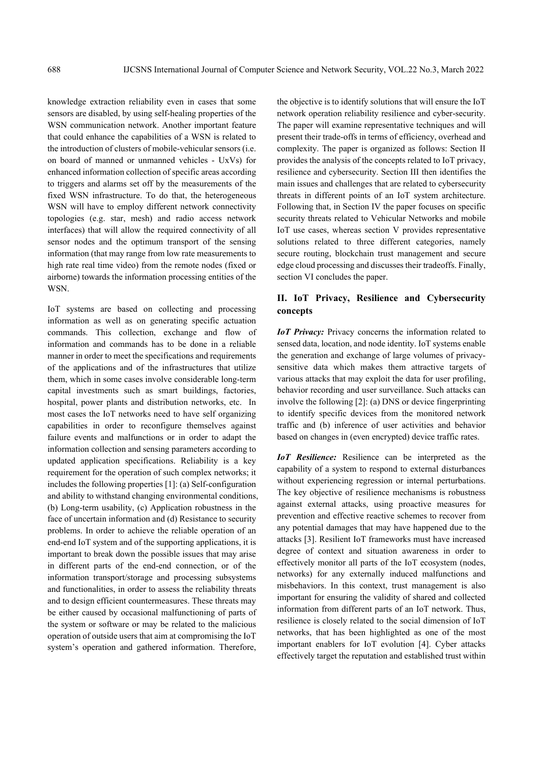knowledge extraction reliability even in cases that some sensors are disabled, by using self-healing properties of the WSN communication network. Another important feature that could enhance the capabilities of a WSN is related to the introduction of clusters of mobile-vehicular sensors (i.e. on board of manned or unmanned vehicles - UxVs) for enhanced information collection of specific areas according to triggers and alarms set off by the measurements of the fixed WSN infrastructure. To do that, the heterogeneous WSN will have to employ different network connectivity topologies (e.g. star, mesh) and radio access network interfaces) that will allow the required connectivity of all sensor nodes and the optimum transport of the sensing information (that may range from low rate measurements to high rate real time video) from the remote nodes (fixed or airborne) towards the information processing entities of the WSN.

IoT systems are based on collecting and processing information as well as on generating specific actuation commands. This collection, exchange and flow of information and commands has to be done in a reliable manner in order to meet the specifications and requirements of the applications and of the infrastructures that utilize them, which in some cases involve considerable long-term capital investments such as smart buildings, factories, hospital, power plants and distribution networks, etc. In most cases the IoT networks need to have self organizing capabilities in order to reconfigure themselves against failure events and malfunctions or in order to adapt the information collection and sensing parameters according to updated application specifications. Reliability is a key requirement for the operation of such complex networks; it includes the following properties [1]: (a) Self-configuration and ability to withstand changing environmental conditions, (b) Long-term usability, (c) Application robustness in the face of uncertain information and (d) Resistance to security problems. In order to achieve the reliable operation of an end-end IoT system and of the supporting applications, it is important to break down the possible issues that may arise in different parts of the end-end connection, or of the information transport/storage and processing subsystems and functionalities, in order to assess the reliability threats and to design efficient countermeasures. These threats may be either caused by occasional malfunctioning of parts of the system or software or may be related to the malicious operation of outside users that aim at compromising the IoT system's operation and gathered information. Therefore, the objective is to identify solutions that will ensure the IoT network operation reliability resilience and cyber-security. The paper will examine representative techniques and will present their trade-offs in terms of efficiency, overhead and complexity. The paper is organized as follows: Section II provides the analysis of the concepts related to IoT privacy, resilience and cybersecurity. Section III then identifies the main issues and challenges that are related to cybersecurity threats in different points of an IoT system architecture. Following that, in Section IV the paper focuses on specific security threats related to Vehicular Networks and mobile IoT use cases, whereas section V provides representative solutions related to three different categories, namely secure routing, blockchain trust management and secure edge cloud processing and discusses their tradeoffs. Finally, section VI concludes the paper.

## II. IoT Privacy, Resilience and Cybersecurity concepts

***IoT Privacy:*** Privacy concerns the information related to sensed data, location, and node identity. IoT systems enable the generation and exchange of large volumes of privacy-sensitive data which makes them attractive targets of various attacks that may exploit the data for user profiling, behavior recording and user surveillance. Such attacks can involve the following [2]: (a) DNS or device fingerprinting to identify specific devices from the monitored network traffic and (b) inference of user activities and behavior based on changes in (even encrypted) device traffic rates.

***IoT Resilience:*** Resilience can be interpreted as the capability of a system to respond to external disturbances without experiencing regression or internal perturbations. The key objective of resilience mechanisms is robustness against external attacks, using proactive measures for prevention and effective reactive schemes to recover from any potential damages that may have happened due to the attacks [3]. Resilient IoT frameworks must have increased degree of context and situation awareness in order to effectively monitor all parts of the IoT ecosystem (nodes, networks) for any externally induced malfunctions and misbehaviors. In this context, trust management is also important for ensuring the validity of shared and collected information from different parts of an IoT network. Thus, resilience is closely related to the social dimension of IoT networks, that has been highlighted as one of the most important enablers for IoT evolution [4]. Cyber attacks effectively target the reputation and established trust within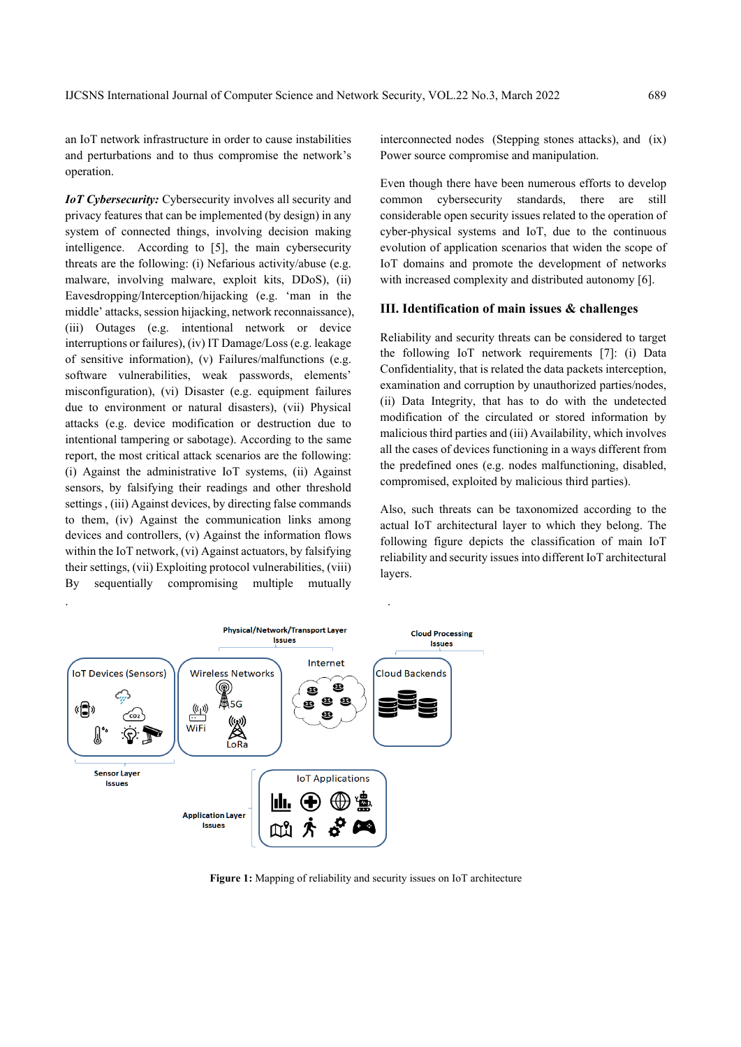an IoT network infrastructure in order to cause instabilities and perturbations and to thus compromise the network's operation.

***IoT Cybersecurity:*** Cybersecurity involves all security and privacy features that can be implemented (by design) in any system of connected things, involving decision making intelligence. According to [5], the main cybersecurity threats are the following: (i) Nefarious activity/abuse (e.g. malware, involving malware, exploit kits, DDoS), (ii) Eavesdropping/Interception/hijacking (e.g. 'man in the middle' attacks, session hijacking, network reconnaissance), (iii) Outages (e.g. intentional network or device interruptions or failures), (iv) IT Damage/Loss (e.g. leakage of sensitive information), (v) Failures/malfunctions (e.g. software vulnerabilities, weak passwords, elements' misconfiguration), (vi) Disaster (e.g. equipment failures due to environment or natural disasters), (vii) Physical attacks (e.g. device modification or destruction due to intentional tampering or sabotage). According to the same report, the most critical attack scenarios are the following: (i) Against the administrative IoT systems, (ii) Against sensors, by falsifying their readings and other threshold settings , (iii) Against devices, by directing false commands to them, (iv) Against the communication links among devices and controllers, (v) Against the information flows within the IoT network, (vi) Against actuators, by falsifying their settings, (vii) Exploiting protocol vulnerabilities, (viii) By sequentially compromising multiple mutually interconnected nodes (Stepping stones attacks), and (ix) Power source compromise and manipulation.

Even though there have been numerous efforts to develop common cybersecurity standards, there are still considerable open security issues related to the operation of cyber-physical systems and IoT, due to the continuous evolution of application scenarios that widen the scope of IoT domains and promote the development of networks with increased complexity and distributed autonomy [6].

## III. Identification of main issues & challenges

Reliability and security threats can be considered to target the following IoT network requirements [7]: (i) Data Confidentiality, that is related the data packets interception, examination and corruption by unauthorized parties/nodes, (ii) Data Integrity, that has to do with the undetected modification of the circulated or stored information by malicious third parties and (iii) Availability, which involves all the cases of devices functioning in a ways different from the predefined ones (e.g. nodes malfunctioning, disabled, compromised, exploited by malicious third parties).

Also, such threats can be taxonomized according to the actual IoT architectural layer to which they belong. The following figure depicts the classification of main IoT reliability and security issues into different IoT architectural layers.

**Figure 1:** Mapping of reliability and security issues on IoT architecture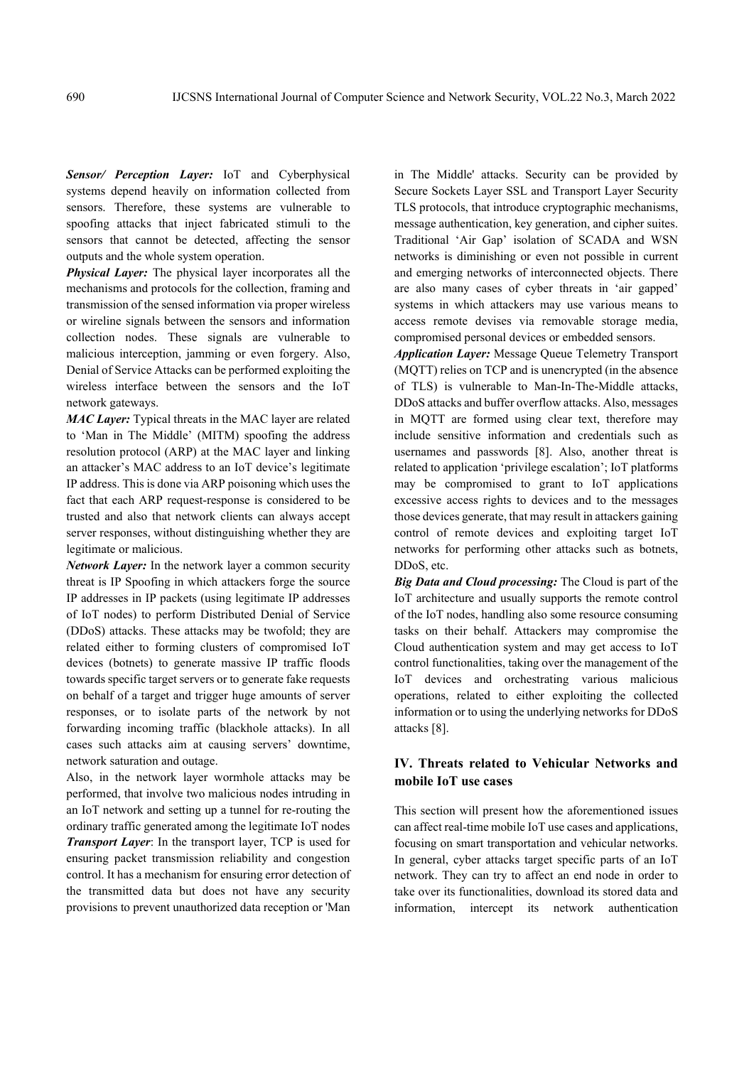***Sensor/ Perception Layer:*** IoT and Cyberphysical systems depend heavily on information collected from sensors. Therefore, these systems are vulnerable to spoofing attacks that inject fabricated stimuli to the sensors that cannot be detected, affecting the sensor outputs and the whole system operation.

***Physical Layer:*** The physical layer incorporates all the mechanisms and protocols for the collection, framing and transmission of the sensed information via proper wireless or wireline signals between the sensors and information collection nodes. These signals are vulnerable to malicious interception, jamming or even forgery. Also, Denial of Service Attacks can be performed exploiting the wireless interface between the sensors and the IoT network gateways.

***MAC Layer:*** Typical threats in the MAC layer are related to 'Man in The Middle' (MITM) spoofing the address resolution protocol (ARP) at the MAC layer and linking an attacker's MAC address to an IoT device's legitimate IP address. This is done via ARP poisoning which uses the fact that each ARP request-response is considered to be trusted and also that network clients can always accept server responses, without distinguishing whether they are legitimate or malicious.

***Network Layer:*** In the network layer a common security threat is IP Spoofing in which attackers forge the source IP addresses in IP packets (using legitimate IP addresses of IoT nodes) to perform Distributed Denial of Service (DDoS) attacks. These attacks may be twofold; they are related either to forming clusters of compromised IoT devices (botnets) to generate massive IP traffic floods towards specific target servers or to generate fake requests on behalf of a target and trigger huge amounts of server responses, or to isolate parts of the network by not forwarding incoming traffic (blackhole attacks). In all cases such attacks aim at causing servers' downtime, network saturation and outage.

Also, in the network layer wormhole attacks may be performed, that involve two malicious nodes intruding in an IoT network and setting up a tunnel for re-routing the ordinary traffic generated among the legitimate IoT nodes

***Transport Layer***: In the transport layer, TCP is used for ensuring packet transmission reliability and congestion control. It has a mechanism for ensuring error detection of the transmitted data but does not have any security provisions to prevent unauthorized data reception or 'Man in The Middle' attacks. Security can be provided by Secure Sockets Layer SSL and Transport Layer Security TLS protocols, that introduce cryptographic mechanisms, message authentication, key generation, and cipher suites. Traditional 'Air Gap' isolation of SCADA and WSN networks is diminishing or even not possible in current and emerging networks of interconnected objects. There are also many cases of cyber threats in 'air gapped' systems in which attackers may use various means to access remote devises via removable storage media, compromised personal devices or embedded sensors.

***Application Layer:*** Message Queue Telemetry Transport (MQTT) relies on TCP and is unencrypted (in the absence of TLS) is vulnerable to Man-In-The-Middle attacks, DDoS attacks and buffer overflow attacks. Also, messages in MQTT are formed using clear text, therefore may include sensitive information and credentials such as usernames and passwords [8]. Also, another threat is related to application 'privilege escalation'; IoT platforms may be compromised to grant to IoT applications excessive access rights to devices and to the messages those devices generate, that may result in attackers gaining control of remote devices and exploiting target IoT networks for performing other attacks such as botnets, DDoS, etc.

***Big Data and Cloud processing:*** The Cloud is part of the IoT architecture and usually supports the remote control of the IoT nodes, handling also some resource consuming tasks on their behalf. Attackers may compromise the Cloud authentication system and may get access to IoT control functionalities, taking over the management of the IoT devices and orchestrating various malicious operations, related to either exploiting the collected information or to using the underlying networks for DDoS attacks [8].

## IV. Threats related to Vehicular Networks and mobile IoT use cases

This section will present how the aforementioned issues can affect real-time mobile IoT use cases and applications, focusing on smart transportation and vehicular networks. In general, cyber attacks target specific parts of an IoT network. They can try to affect an end node in order to take over its functionalities, download its stored data and information, intercept its network authentication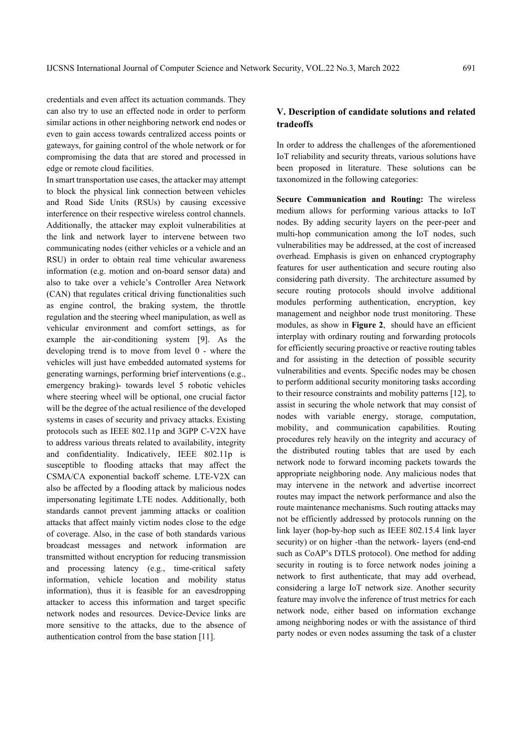credentials and even affect its actuation commands. They can also try to use an effected node in order to perform similar actions in other neighboring network end nodes or even to gain access towards centralized access points or gateways, for gaining control of the whole network or for compromising the data that are stored and processed in edge or remote cloud facilities.

In smart transportation use cases, the attacker may attempt to block the physical link connection between vehicles and Road Side Units (RSUs) by causing excessive interference on their respective wireless control channels. Additionally, the attacker may exploit vulnerabilities at the link and network layer to intervene between two communicating nodes (either vehicles or a vehicle and an RSU) in order to obtain real time vehicular awareness information (e.g. motion and on-board sensor data) and also to take over a vehicle's Controller Area Network (CAN) that regulates critical driving functionalities such as engine control, the braking system, the throttle regulation and the steering wheel manipulation, as well as vehicular environment and comfort settings, as for example the air-conditioning system [9]. As the developing trend is to move from level 0 - where the vehicles will just have embedded automated systems for generating warnings, performing brief interventions (e.g., emergency braking)- towards level 5 robotic vehicles where steering wheel will be optional, one crucial factor will be the degree of the actual resilience of the developed systems in cases of security and privacy attacks. Existing protocols such as IEEE 802.11p and 3GPP C-V2X have to address various threats related to availability, integrity and confidentiality. Indicatively, IEEE 802.11p is susceptible to flooding attacks that may affect the CSMA/CA exponential backoff scheme. LTE-V2X can also be affected by a flooding attack by malicious nodes impersonating legitimate LTE nodes. Additionally, both standards cannot prevent jamming attacks or coalition attacks that affect mainly victim nodes close to the edge of coverage. Also, in the case of both standards various broadcast messages and network information are transmitted without encryption for reducing transmission and processing latency (e.g., time-critical safety information, vehicle location and mobility status information), thus it is feasible for an eavesdropping attacker to access this information and target specific network nodes and resources. Device-Device links are more sensitive to the attacks, due to the absence of authentication control from the base station [11].

## V. Description of candidate solutions and related tradeoffs

In order to address the challenges of the aforementioned IoT reliability and security threats, various solutions have been proposed in literature. These solutions can be taxonomized in the following categories:

**Secure Communication and Routing:** The wireless medium allows for performing various attacks to IoT nodes. By adding security layers on the peer-peer and multi-hop communication among the IoT nodes, such vulnerabilities may be addressed, at the cost of increased overhead. Emphasis is given on enhanced cryptography features for user authentication and secure routing also considering path diversity. The architecture assumed by secure routing protocols should involve additional modules performing authentication, encryption, key management and neighbor node trust monitoring. These modules, as show in **Figure 2**, should have an efficient interplay with ordinary routing and forwarding protocols for efficiently securing proactive or reactive routing tables and for assisting in the detection of possible security vulnerabilities and events. Specific nodes may be chosen to perform additional security monitoring tasks according to their resource constraints and mobility patterns [12], to assist in securing the whole network that may consist of nodes with variable energy, storage, computation, mobility, and communication capabilities. Routing procedures rely heavily on the integrity and accuracy of the distributed routing tables that are used by each network node to forward incoming packets towards the appropriate neighboring node. Any malicious nodes that may intervene in the network and advertise incorrect routes may impact the network performance and also the route maintenance mechanisms. Such routing attacks may not be efficiently addressed by protocols running on the link layer (hop-by-hop such as IEEE 802.15.4 link layer security) or on higher -than the network- layers (end-end such as CoAP's DTLS protocol). One method for adding security in routing is to force network nodes joining a network to first authenticate, that may add overhead, considering a large IoT network size. Another security feature may involve the inference of trust metrics for each network node, either based on information exchange among neighboring nodes or with the assistance of third party nodes or even nodes assuming the task of a cluster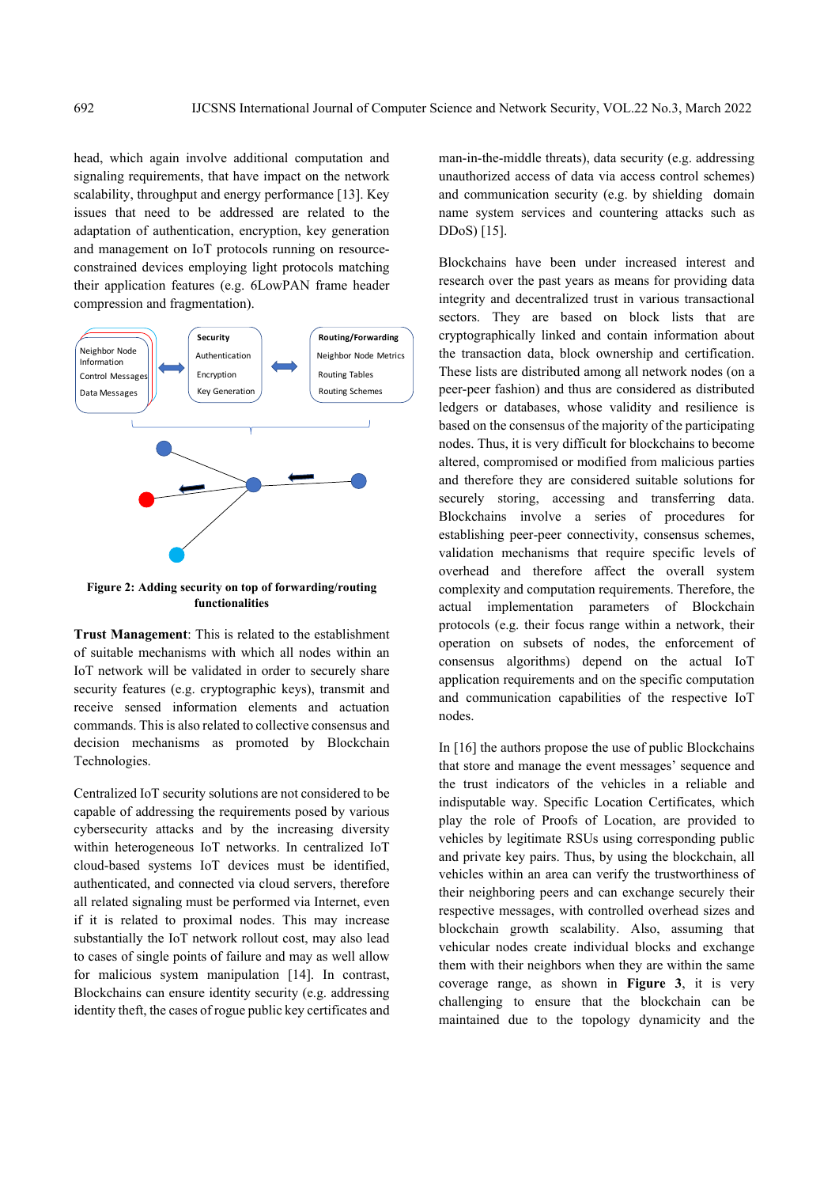head, which again involve additional computation and signaling requirements, that have impact on the network scalability, throughput and energy performance [13]. Key issues that need to be addressed are related to the adaptation of authentication, encryption, key generation and management on IoT protocols running on resource-constrained devices employing light protocols matching their application features (e.g. 6LowPAN frame header compression and fragmentation).

**Figure 2: Adding security on top of forwarding/routing functionalities**

**Trust Management**: This is related to the establishment of suitable mechanisms with which all nodes within an IoT network will be validated in order to securely share security features (e.g. cryptographic keys), transmit and receive sensed information elements and actuation commands. This is also related to collective consensus and decision mechanisms as promoted by Blockchain Technologies.

Centralized IoT security solutions are not considered to be capable of addressing the requirements posed by various cybersecurity attacks and by the increasing diversity within heterogeneous IoT networks. In centralized IoT cloud-based systems IoT devices must be identified, authenticated, and connected via cloud servers, therefore all related signaling must be performed via Internet, even if it is related to proximal nodes. This may increase substantially the IoT network rollout cost, may also lead to cases of single points of failure and may as well allow for malicious system manipulation [14]. In contrast, Blockchains can ensure identity security (e.g. addressing identity theft, the cases of rogue public key certificates and man-in-the-middle threats), data security (e.g. addressing unauthorized access of data via access control schemes) and communication security (e.g. by shielding domain name system services and countering attacks such as DDoS) [15].

Blockchains have been under increased interest and research over the past years as means for providing data integrity and decentralized trust in various transactional sectors. They are based on block lists that are cryptographically linked and contain information about the transaction data, block ownership and certification. These lists are distributed among all network nodes (on a peer-peer fashion) and thus are considered as distributed ledgers or databases, whose validity and resilience is based on the consensus of the majority of the participating nodes. Thus, it is very difficult for blockchains to become altered, compromised or modified from malicious parties and therefore they are considered suitable solutions for securely storing, accessing and transferring data. Blockchains involve a series of procedures for establishing peer-peer connectivity, consensus schemes, validation mechanisms that require specific levels of overhead and therefore affect the overall system complexity and computation requirements. Therefore, the actual implementation parameters of Blockchain protocols (e.g. their focus range within a network, their operation on subsets of nodes, the enforcement of consensus algorithms) depend on the actual IoT application requirements and on the specific computation and communication capabilities of the respective IoT nodes.

In [16] the authors propose the use of public Blockchains that store and manage the event messages' sequence and the trust indicators of the vehicles in a reliable and indisputable way. Specific Location Certificates, which play the role of Proofs of Location, are provided to vehicles by legitimate RSUs using corresponding public and private key pairs. Thus, by using the blockchain, all vehicles within an area can verify the trustworthiness of their neighboring peers and can exchange securely their respective messages, with controlled overhead sizes and blockchain growth scalability. Also, assuming that vehicular nodes create individual blocks and exchange them with their neighbors when they are within the same coverage range, as shown in **Figure 3**, it is very challenging to ensure that the blockchain can be maintained due to the topology dynamicity and the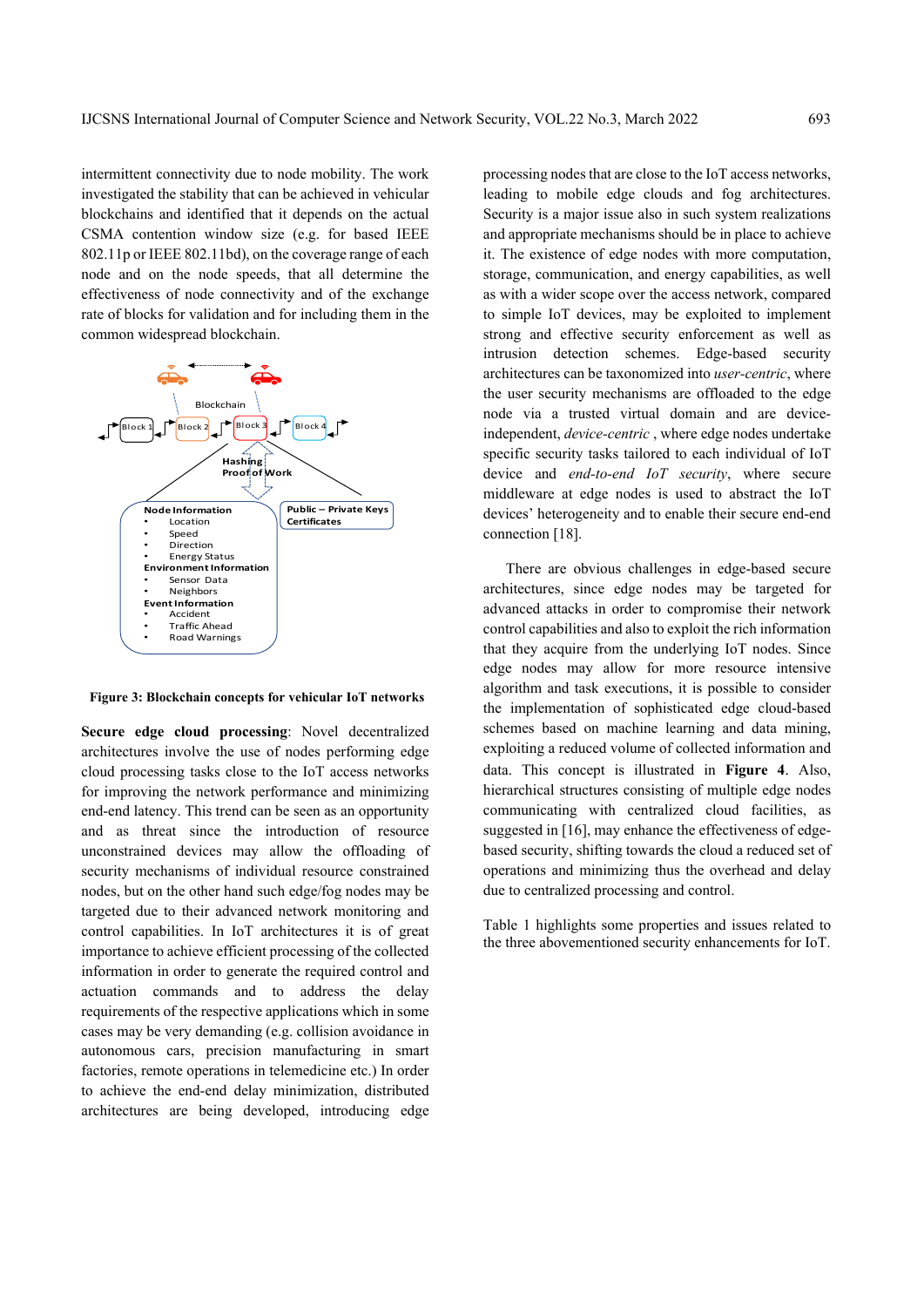intermittent connectivity due to node mobility. The work investigated the stability that can be achieved in vehicular blockchains and identified that it depends on the actual CSMA contention window size (e.g. for based IEEE 802.11p or IEEE 802.11bd), on the coverage range of each node and on the node speeds, that all determine the effectiveness of node connectivity and of the exchange rate of blocks for validation and for including them in the common widespread blockchain.

**Figure 3: Blockchain concepts for vehicular IoT networks**

**Secure edge cloud processing**: Novel decentralized architectures involve the use of nodes performing edge cloud processing tasks close to the IoT access networks for improving the network performance and minimizing end-end latency. This trend can be seen as an opportunity and as threat since the introduction of resource unconstrained devices may allow the offloading of security mechanisms of individual resource constrained nodes, but on the other hand such edge/fog nodes may be targeted due to their advanced network monitoring and control capabilities. In IoT architectures it is of great importance to achieve efficient processing of the collected information in order to generate the required control and actuation commands and to address the delay requirements of the respective applications which in some cases may be very demanding (e.g. collision avoidance in autonomous cars, precision manufacturing in smart factories, remote operations in telemedicine etc.) In order to achieve the end-end delay minimization, distributed architectures are being developed, introducing edge processing nodes that are close to the IoT access networks, leading to mobile edge clouds and fog architectures. Security is a major issue also in such system realizations and appropriate mechanisms should be in place to achieve it. The existence of edge nodes with more computation, storage, communication, and energy capabilities, as well as with a wider scope over the access network, compared to simple IoT devices, may be exploited to implement strong and effective security enforcement as well as intrusion detection schemes. Edge-based security architectures can be taxonomized into *user-centric*, where the user security mechanisms are offloaded to the edge node via a trusted virtual domain and are device-independent, *device-centric* , where edge nodes undertake specific security tasks tailored to each individual of IoT device and *end-to-end IoT security*, where secure middleware at edge nodes is used to abstract the IoT devices' heterogeneity and to enable their secure end-end connection [18].

There are obvious challenges in edge-based secure architectures, since edge nodes may be targeted for advanced attacks in order to compromise their network control capabilities and also to exploit the rich information that they acquire from the underlying IoT nodes. Since edge nodes may allow for more resource intensive algorithm and task executions, it is possible to consider the implementation of sophisticated edge cloud-based schemes based on machine learning and data mining, exploiting a reduced volume of collected information and data. This concept is illustrated in **Figure 4**. Also, hierarchical structures consisting of multiple edge nodes communicating with centralized cloud facilities, as suggested in [16], may enhance the effectiveness of edge-based security, shifting towards the cloud a reduced set of operations and minimizing thus the overhead and delay due to centralized processing and control.

Table 1 highlights some properties and issues related to the three abovementioned security enhancements for IoT.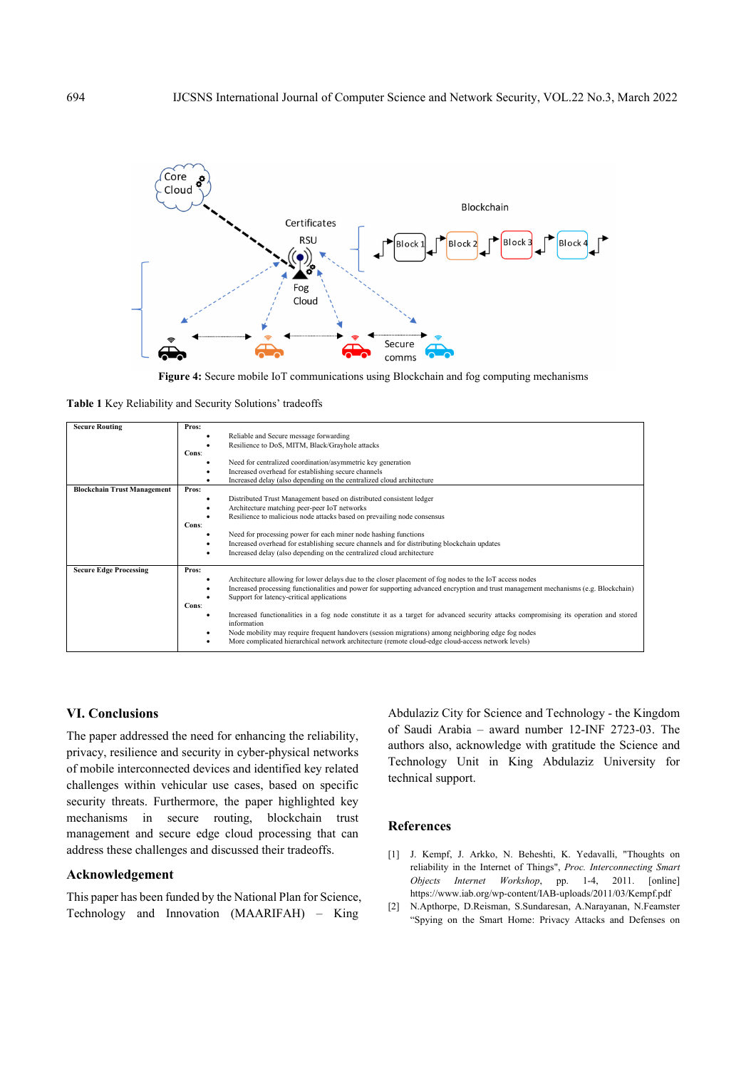Figure 4: Secure mobile IoT communications using Blockchain and fog computing mechanisms

Table 1 Key Reliability and Security Solutions' tradeoffs

| | |
|---|---|
| **Secure Routing** | **Pros:** <br>• Reliable and Secure message forwarding <br>• Resilience to DoS, MITM, Black/Grayhole attacks <br>**Cons:** <br>• Need for centralized coordination/asymmetric key generation <br>• Increased overhead for establishing secure channels <br>• Increased delay (also depending on the centralized cloud architecture |
| **Blockchain Trust Management** | **Pros:** <br>• Distributed Trust Management based on distributed consistent ledger <br>• Architecture matching peer-peer IoT networks <br>• Resilience to malicious node attacks based on prevailing node consensus <br>**Cons:** <br>• Need for processing power for each miner node hashing functions <br>• Increased overhead for establishing secure channels and for distributing blockchain updates <br>• Increased delay (also depending on the centralized cloud architecture |
| **Secure Edge Processing** | **Pros:** <br>• Architecture allowing for lower delays due to the closer placement of fog nodes to the IoT access nodes <br>• Increased processing functionalities and power for supporting advanced encryption and trust management mechanisms (e.g. Blockchain) <br>• Support for latency-critical applications <br>**Cons:** <br>• Increased functionalities in a fog node constitute it as a target for advanced security attacks compromising its operation and stored information <br>• Node mobility may require frequent handovers (session migrations) among neighboring edge fog nodes <br>• More complicated hierarchical network architecture (remote cloud-edge cloud-access network levels) |

## VI. Conclusions

The paper addressed the need for enhancing the reliability, privacy, resilience and security in cyber-physical networks of mobile interconnected devices and identified key related challenges within vehicular use cases, based on specific security threats. Furthermore, the paper highlighted key mechanisms in secure routing, blockchain trust management and secure edge cloud processing that can address these challenges and discussed their tradeoffs.

## Acknowledgement

This paper has been funded by the National Plan for Science, Technology and Innovation (MAARIFAH) – King Abdulaziz City for Science and Technology - the Kingdom of Saudi Arabia – award number 12-INF 2723-03. The authors also, acknowledge with gratitude the Science and Technology Unit in King Abdulaziz University for technical support.

## References

[1] J. Kempf, J. Arkko, N. Beheshti, K. Yedavalli, "Thoughts on reliability in the Internet of Things", *Proc. Interconnecting Smart Objects Internet Workshop*, pp. 1-4, 2011. [online] https://www.iab.org/wp-content/IAB-uploads/2011/03/Kempf.pdf

[2] N.Apthorpe, D.Reisman, S.Sundaresan, A.Narayanan, N.Feamster "Spying on the Smart Home: Privacy Attacks and Defenses on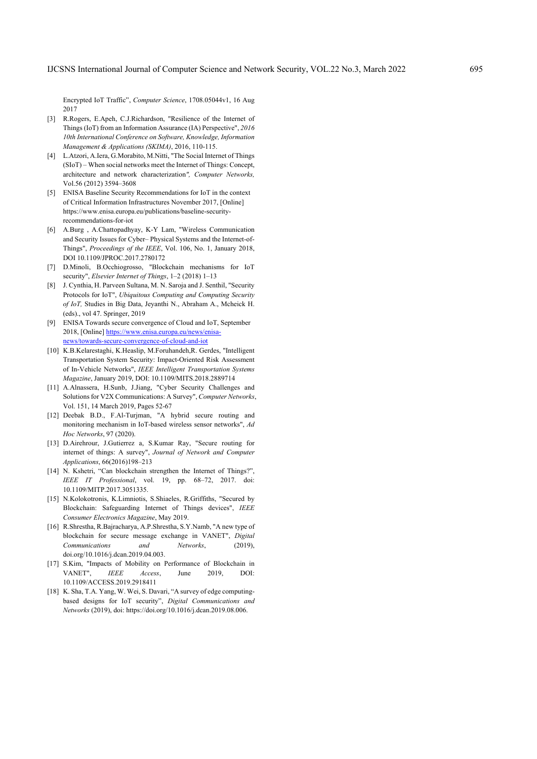Encrypted IoT Traffic", *Computer Science*, 1708.05044v1, 16 Aug 2017

[3] R.Rogers, E.Apeh, C.J.Richardson, "Resilience of the Internet of Things (IoT) from an Information Assurance (IA) Perspective", *2016 10th International Conference on Software, Knowledge, Information Management & Applications (SKIMA)*, 2016, 110-115.

[4] L.Atzori, A.Iera, G.Morabito, M.Nitti, "The Social Internet of Things (SIoT) – When social networks meet the Internet of Things: Concept, architecture and network characterization*", Computer Networks,* Vol.56 (2012) 3594–3608

[5] ENISA Baseline Security Recommendations for IoT in the context of Critical Information Infrastructures November 2017, [Online] https://www.enisa.europa.eu/publications/baseline-security-recommendations-for-iot

[6] A.Burg , A.Chattopadhyay, K-Y Lam, "Wireless Communication and Security Issues for Cyber– Physical Systems and the Internet-of-Things", *Proceedings of the IEEE*, Vol. 106, No. 1, January 2018, DOI 10.1109/JPROC.2017.2780172

[7] D.Minoli, B.Occhiogrosso, "Blockchain mechanisms for IoT security", *Elsevier Internet of Things*, 1–2 (2018) 1–13

[8] J. Cynthia, H. Parveen Sultana, M. N. Saroja and J. Senthil, "Security Protocols for IoT", *Ubiquitous Computing and Computing Security of IoT,* Studies in Big Data, Jeyanthi N., Abraham A., Mcheick H. (eds)., vol 47. Springer, 2019

[9] ENISA Towards secure convergence of Cloud and IoT, September 2018, [Online] https://www.enisa.europa.eu/news/enisa-news/towards-secure-convergence-of-cloud-and-iot

[10] K.B.Kelarestaghi, K.Heaslip, M.Foruhandeh,R. Gerdes, "Intelligent Transportation System Security: Impact-Oriented Risk Assessment of In-Vehicle Networks", *IEEE Intelligent Transportation Systems Magazine*, January 2019, DOI: 10.1109/MITS.2018.2889714

[11] A.Alnassera, H.Sunb, J.Jiang, "Cyber Security Challenges and Solutions for V2X Communications: A Survey", *Computer Networks*, Vol. 151, 14 March 2019, Pages 52-67

[12] Deebak B.D., F.Al-Turjman, "A hybrid secure routing and monitoring mechanism in IoT-based wireless sensor networks", *Ad Hoc Networks*, 97 (2020).

[13] D.Airehrour, J.Gutierrez a, S.Kumar Ray, "Secure routing for internet of things: A survey", *Journal of Network and Computer Applications*, 66(2016)198–213

[14] N. Kshetri, "Can blockchain strengthen the Internet of Things?", *IEEE IT Professional*, vol. 19, pp. 68–72, 2017. doi: 10.1109/MITP.2017.3051335.

[15] N.Kolokotronis, K.Limniotis, S.Shiaeles, R.Griffiths, "Secured by Blockchain: Safeguarding Internet of Things devices", *IEEE Consumer Electronics Magazine*, May 2019.

[16] R.Shrestha, R.Bajracharya, A.P.Shrestha, S.Y.Namb, "A new type of blockchain for secure message exchange in VANET", *Digital Communications and Networks*, (2019), doi.org/10.1016/j.dcan.2019.04.003.

[17] S.Kim, "Impacts of Mobility on Performance of Blockchain in VANET", *IEEE Access*, June 2019, DOI: 10.1109/ACCESS.2019.2918411

[18] K. Sha, T.A. Yang, W. Wei, S. Davari, "A survey of edge computing-based designs for IoT security", *Digital Communications and Networks* (2019), doi: https://doi.org/10.1016/j.dcan.2019.08.006.